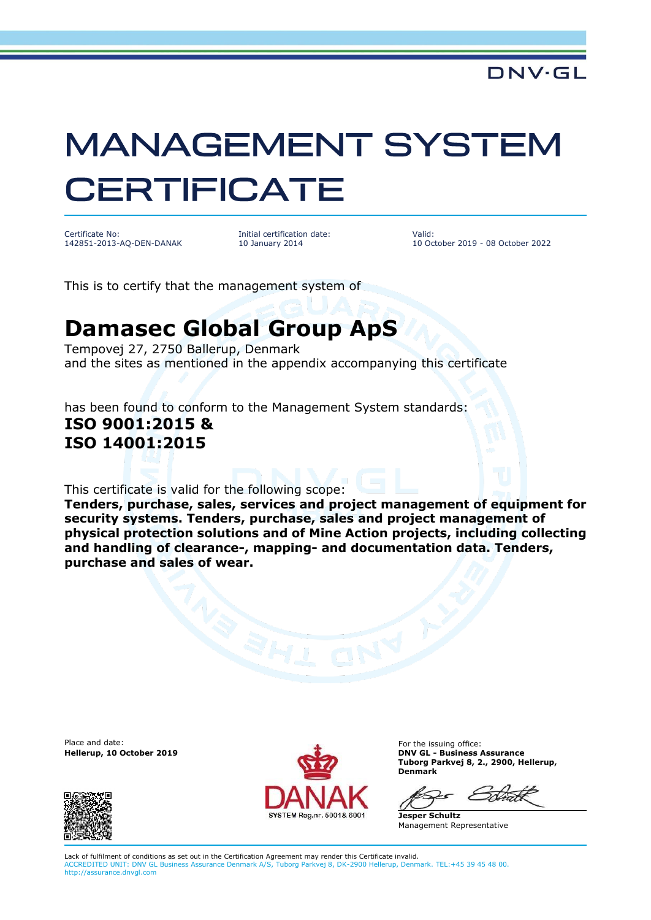DNV·GL

# MANAGEMENT SYSTEM CERTIFICATE

| Certificate No: | Initial certification date: | Valid: |
| --- | --- | --- |
| 142851-2013-AQ-DEN-DANAK | 10 January 2014 | 10 October 2019 - 08 October 2022 |

This is to certify that the management system of

## Damasec Global Group ApS

Tempovej 27, 2750 Ballerup, Denmark
and the sites as mentioned in the appendix accompanying this certificate

has been found to conform to the Management System standards:

**ISO 9001:2015 &**
**ISO 14001:2015**

This certificate is valid for the following scope:
**Tenders, purchase, sales, services and project management of equipment for security systems. Tenders, purchase, sales and project management of physical protection solutions and of Mine Action projects, including collecting and handling of clearance-, mapping- and documentation data. Tenders, purchase and sales of wear.**

Place and date:
**Hellerup, 10 October 2019**

DANAK
SYSTEM Reg.nr. 5001& 6001

For the issuing office:
**DNV GL - Business Assurance**
**Tuborg Parkvej 8, 2., 2900, Hellerup, Denmark**

**Jesper Schultz**
Management Representative

Lack of fulfilment of conditions as set out in the Certification Agreement may render this Certificate invalid.
ACCREDITED UNIT: DNV GL Business Assurance Denmark A/S, Tuborg Parkvej 8, DK-2900 Hellerup, Denmark. TEL:+45 39 45 48 00. http://assurance.dnvgl.com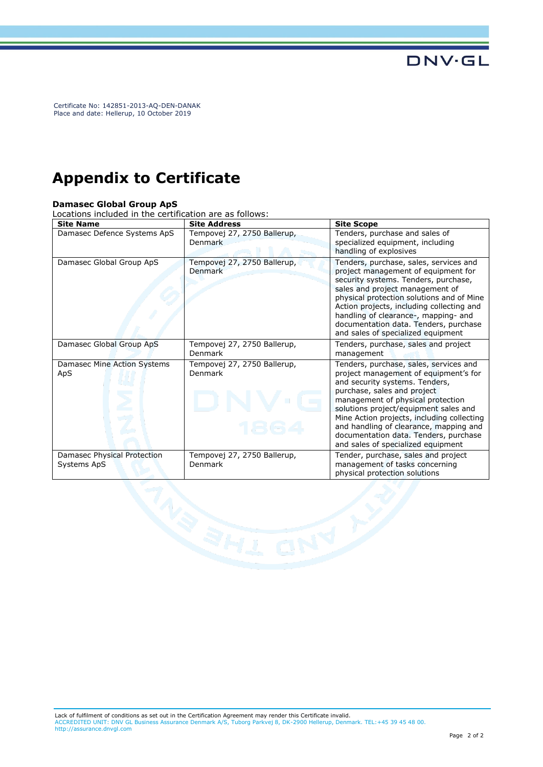Certificate No: 142851-2013-AQ-DEN-DANAK
Place and date: Hellerup, 10 October 2019

# Appendix to Certificate

**Damasec Global Group ApS**
Locations included in the certification are as follows:

| Site Name | Site Address | Site Scope |
|---|---|---|
| Damasec Defence Systems ApS | Tempovej 27, 2750 Ballerup, Denmark | Tenders, purchase and sales of specialized equipment, including handling of explosives |
| Damasec Global Group ApS | Tempovej 27, 2750 Ballerup, Denmark | Tenders, purchase, sales, services and project management of equipment for security systems. Tenders, purchase, sales and project management of physical protection solutions and of Mine Action projects, including collecting and handling of clearance-, mapping- and documentation data. Tenders, purchase and sales of specialized equipment |
| Damasec Global Group ApS | Tempovej 27, 2750 Ballerup, Denmark | Tenders, purchase, sales and project management |
| Damasec Mine Action Systems ApS | Tempovej 27, 2750 Ballerup, Denmark | Tenders, purchase, sales, services and project management of equipment's for and security systems. Tenders, purchase, sales and project management of physical protection solutions project/equipment sales and Mine Action projects, including collecting and handling of clearance, mapping and documentation data. Tenders, purchase and sales of specialized equipment |
| Damasec Physical Protection Systems ApS | Tempovej 27, 2750 Ballerup, Denmark | Tender, purchase, sales and project management of tasks concerning physical protection solutions |

Lack of fulfilment of conditions as set out in the Certification Agreement may render this Certificate invalid.
ACCREDITED UNIT: DNV GL Business Assurance Denmark A/S, Tuborg Parkvej 8, DK-2900 Hellerup, Denmark. TEL:+45 39 45 48 00. http://assurance.dnvgl.com